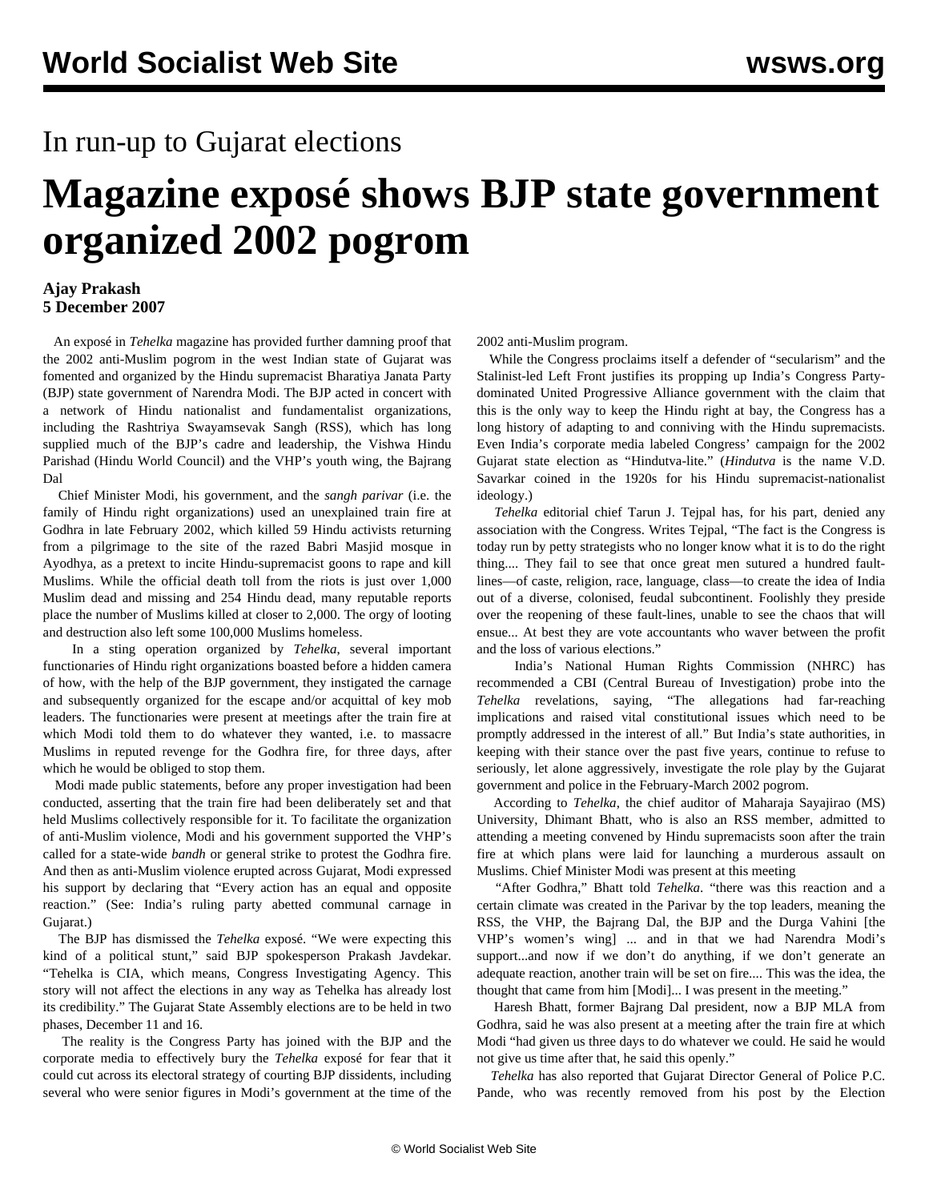In run-up to Gujarat elections

# Magazine exposé shows BJP state government organized 2002 pogrom

**Ajay Prakash**
**5 December 2007**

An exposé in *Tehelka* magazine has provided further damning proof that the 2002 anti-Muslim pogrom in the west Indian state of Gujarat was fomented and organized by the Hindu supremacist Bharatiya Janata Party (BJP) state government of Narendra Modi. The BJP acted in concert with a network of Hindu nationalist and fundamentalist organizations, including the Rashtriya Swayamsevak Sangh (RSS), which has long supplied much of the BJP's cadre and leadership, the Vishwa Hindu Parishad (Hindu World Council) and the VHP's youth wing, the Bajrang Dal

Chief Minister Modi, his government, and the *sangh parivar* (i.e. the family of Hindu right organizations) used an unexplained train fire at Godhra in late February 2002, which killed 59 Hindu activists returning from a pilgrimage to the site of the razed Babri Masjid mosque in Ayodhya, as a pretext to incite Hindu-supremacist goons to rape and kill Muslims. While the official death toll from the riots is just over 1,000 Muslim dead and missing and 254 Hindu dead, many reputable reports place the number of Muslims killed at closer to 2,000. The orgy of looting and destruction also left some 100,000 Muslims homeless.

In a sting operation organized by *Tehelka*, several important functionaries of Hindu right organizations boasted before a hidden camera of how, with the help of the BJP government, they instigated the carnage and subsequently organized for the escape and/or acquittal of key mob leaders. The functionaries were present at meetings after the train fire at which Modi told them to do whatever they wanted, i.e. to massacre Muslims in reputed revenge for the Godhra fire, for three days, after which he would be obliged to stop them.

Modi made public statements, before any proper investigation had been conducted, asserting that the train fire had been deliberately set and that held Muslims collectively responsible for it. To facilitate the organization of anti-Muslim violence, Modi and his government supported the VHP's called for a state-wide *bandh* or general strike to protest the Godhra fire. And then as anti-Muslim violence erupted across Gujarat, Modi expressed his support by declaring that "Every action has an equal and opposite reaction." (See: India's ruling party abetted communal carnage in Gujarat.)

The BJP has dismissed the *Tehelka* exposé. "We were expecting this kind of a political stunt," said BJP spokesperson Prakash Javdekar. "Tehelka is CIA, which means, Congress Investigating Agency. This story will not affect the elections in any way as Tehelka has already lost its credibility." The Gujarat State Assembly elections are to be held in two phases, December 11 and 16.

The reality is the Congress Party has joined with the BJP and the corporate media to effectively bury the *Tehelka* exposé for fear that it could cut across its electoral strategy of courting BJP dissidents, including several who were senior figures in Modi's government at the time of the 2002 anti-Muslim program.

While the Congress proclaims itself a defender of "secularism" and the Stalinist-led Left Front justifies its propping up India's Congress Party-dominated United Progressive Alliance government with the claim that this is the only way to keep the Hindu right at bay, the Congress has a long history of adapting to and conniving with the Hindu supremacists. Even India's corporate media labeled Congress' campaign for the 2002 Gujarat state election as "Hindutva-lite." (*Hindutva* is the name V.D. Savarkar coined in the 1920s for his Hindu supremacist-nationalist ideology.)

*Tehelka* editorial chief Tarun J. Tejpal has, for his part, denied any association with the Congress. Writes Tejpal, "The fact is the Congress is today run by petty strategists who no longer know what it is to do the right thing.... They fail to see that once great men sutured a hundred fault-lines—of caste, religion, race, language, class—to create the idea of India out of a diverse, colonised, feudal subcontinent. Foolishly they preside over the reopening of these fault-lines, unable to see the chaos that will ensue... At best they are vote accountants who waver between the profit and the loss of various elections."

India's National Human Rights Commission (NHRC) has recommended a CBI (Central Bureau of Investigation) probe into the *Tehelka* revelations, saying, "The allegations had far-reaching implications and raised vital constitutional issues which need to be promptly addressed in the interest of all." But India's state authorities, in keeping with their stance over the past five years, continue to refuse to seriously, let alone aggressively, investigate the role play by the Gujarat government and police in the February-March 2002 pogrom.

According to *Tehelka*, the chief auditor of Maharaja Sayajirao (MS) University, Dhimant Bhatt, who is also an RSS member, admitted to attending a meeting convened by Hindu supremacists soon after the train fire at which plans were laid for launching a murderous assault on Muslims. Chief Minister Modi was present at this meeting

"After Godhra," Bhatt told *Tehelka*. "there was this reaction and a certain climate was created in the Parivar by the top leaders, meaning the RSS, the VHP, the Bajrang Dal, the BJP and the Durga Vahini [the VHP's women's wing] ... and in that we had Narendra Modi's support...and now if we don't do anything, if we don't generate an adequate reaction, another train will be set on fire.... This was the idea, the thought that came from him [Modi]... I was present in the meeting."

Haresh Bhatt, former Bajrang Dal president, now a BJP MLA from Godhra, said he was also present at a meeting after the train fire at which Modi "had given us three days to do whatever we could. He said he would not give us time after that, he said this openly."

*Tehelka* has also reported that Gujarat Director General of Police P.C. Pande, who was recently removed from his post by the Election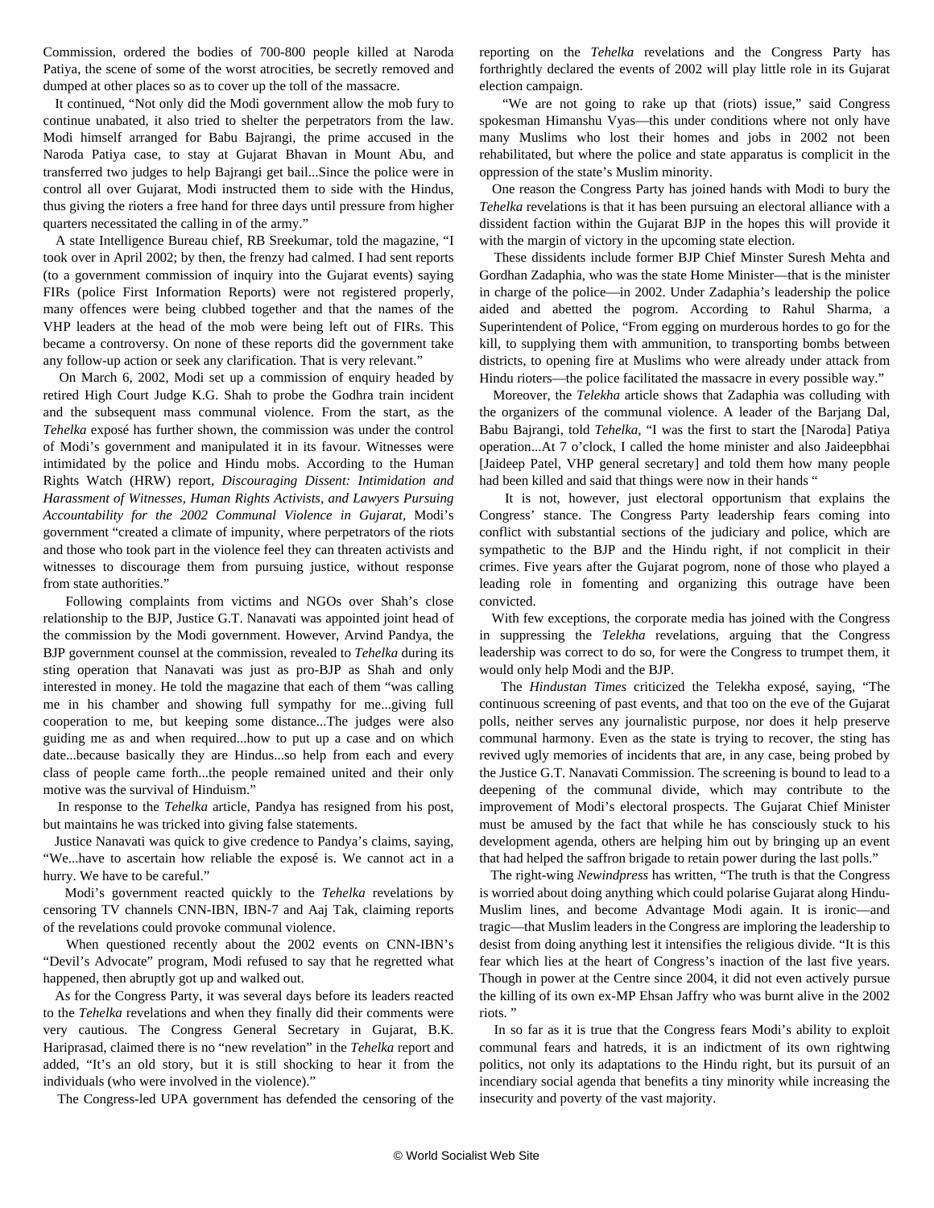Commission, ordered the bodies of 700-800 people killed at Naroda Patiya, the scene of some of the worst atrocities, be secretly removed and dumped at other places so as to cover up the toll of the massacre.

It continued, "Not only did the Modi government allow the mob fury to continue unabated, it also tried to shelter the perpetrators from the law. Modi himself arranged for Babu Bajrangi, the prime accused in the Naroda Patiya case, to stay at Gujarat Bhavan in Mount Abu, and transferred two judges to help Bajrangi get bail...Since the police were in control all over Gujarat, Modi instructed them to side with the Hindus, thus giving the rioters a free hand for three days until pressure from higher quarters necessitated the calling in of the army."

A state Intelligence Bureau chief, RB Sreekumar, told the magazine, "I took over in April 2002; by then, the frenzy had calmed. I had sent reports (to a government commission of inquiry into the Gujarat events) saying FIRs (police First Information Reports) were not registered properly, many offences were being clubbed together and that the names of the VHP leaders at the head of the mob were being left out of FIRs. This became a controversy. On none of these reports did the government take any follow-up action or seek any clarification. That is very relevant."

On March 6, 2002, Modi set up a commission of enquiry headed by retired High Court Judge K.G. Shah to probe the Godhra train incident and the subsequent mass communal violence. From the start, as the *Tehelka* exposé has further shown, the commission was under the control of Modi's government and manipulated it in its favour. Witnesses were intimidated by the police and Hindu mobs. According to the Human Rights Watch (HRW) report, *Discouraging Dissent: Intimidation and Harassment of Witnesses, Human Rights Activists, and Lawyers Pursuing Accountability for the 2002 Communal Violence in Gujarat*, Modi's government "created a climate of impunity, where perpetrators of the riots and those who took part in the violence feel they can threaten activists and witnesses to discourage them from pursuing justice, without response from state authorities."

Following complaints from victims and NGOs over Shah's close relationship to the BJP, Justice G.T. Nanavati was appointed joint head of the commission by the Modi government. However, Arvind Pandya, the BJP government counsel at the commission, revealed to *Tehelka* during its sting operation that Nanavati was just as pro-BJP as Shah and only interested in money. He told the magazine that each of them "was calling me in his chamber and showing full sympathy for me...giving full cooperation to me, but keeping some distance...The judges were also guiding me as and when required...how to put up a case and on which date...because basically they are Hindus...so help from each and every class of people came forth...the people remained united and their only motive was the survival of Hinduism."

In response to the *Tehelka* article, Pandya has resigned from his post, but maintains he was tricked into giving false statements.

Justice Nanavati was quick to give credence to Pandya's claims, saying, "We...have to ascertain how reliable the exposé is. We cannot act in a hurry. We have to be careful."

Modi's government reacted quickly to the *Tehelka* revelations by censoring TV channels CNN-IBN, IBN-7 and Aaj Tak, claiming reports of the revelations could provoke communal violence.

When questioned recently about the 2002 events on CNN-IBN's "Devil's Advocate" program, Modi refused to say that he regretted what happened, then abruptly got up and walked out.

As for the Congress Party, it was several days before its leaders reacted to the *Tehelka* revelations and when they finally did their comments were very cautious. The Congress General Secretary in Gujarat, B.K. Hariprasad, claimed there is no "new revelation" in the *Tehelka* report and added, "It's an old story, but it is still shocking to hear it from the individuals (who were involved in the violence)."

The Congress-led UPA government has defended the censoring of the reporting on the *Tehelka* revelations and the Congress Party has forthrightly declared the events of 2002 will play little role in its Gujarat election campaign.

"We are not going to rake up that (riots) issue," said Congress spokesman Himanshu Vyas—this under conditions where not only have many Muslims who lost their homes and jobs in 2002 not been rehabilitated, but where the police and state apparatus is complicit in the oppression of the state's Muslim minority.

One reason the Congress Party has joined hands with Modi to bury the *Tehelka* revelations is that it has been pursuing an electoral alliance with a dissident faction within the Gujarat BJP in the hopes this will provide it with the margin of victory in the upcoming state election.

These dissidents include former BJP Chief Minster Suresh Mehta and Gordhan Zadaphia, who was the state Home Minister—that is the minister in charge of the police—in 2002. Under Zadaphia's leadership the police aided and abetted the pogrom. According to Rahul Sharma, a Superintendent of Police, "From egging on murderous hordes to go for the kill, to supplying them with ammunition, to transporting bombs between districts, to opening fire at Muslims who were already under attack from Hindu rioters—the police facilitated the massacre in every possible way."

Moreover, the *Telekha* article shows that Zadaphia was colluding with the organizers of the communal violence. A leader of the Barjang Dal, Babu Bajrangi, told *Tehelka*, "I was the first to start the [Naroda] Patiya operation...At 7 o'clock, I called the home minister and also Jaideepbhai [Jaideep Patel, VHP general secretary] and told them how many people had been killed and said that things were now in their hands "

It is not, however, just electoral opportunism that explains the Congress' stance. The Congress Party leadership fears coming into conflict with substantial sections of the judiciary and police, which are sympathetic to the BJP and the Hindu right, if not complicit in their crimes. Five years after the Gujarat pogrom, none of those who played a leading role in fomenting and organizing this outrage have been convicted.

With few exceptions, the corporate media has joined with the Congress in suppressing the *Telekha* revelations, arguing that the Congress leadership was correct to do so, for were the Congress to trumpet them, it would only help Modi and the BJP.

The *Hindustan Times* criticized the Telekha exposé, saying, "The continuous screening of past events, and that too on the eve of the Gujarat polls, neither serves any journalistic purpose, nor does it help preserve communal harmony. Even as the state is trying to recover, the sting has revived ugly memories of incidents that are, in any case, being probed by the Justice G.T. Nanavati Commission. The screening is bound to lead to a deepening of the communal divide, which may contribute to the improvement of Modi's electoral prospects. The Gujarat Chief Minister must be amused by the fact that while he has consciously stuck to his development agenda, others are helping him out by bringing up an event that had helped the saffron brigade to retain power during the last polls."

The right-wing *Newindpress* has written, "The truth is that the Congress is worried about doing anything which could polarise Gujarat along Hindu-Muslim lines, and become Advantage Modi again. It is ironic—and tragic—that Muslim leaders in the Congress are imploring the leadership to desist from doing anything lest it intensifies the religious divide. "It is this fear which lies at the heart of Congress's inaction of the last five years. Though in power at the Centre since 2004, it did not even actively pursue the killing of its own ex-MP Ehsan Jaffry who was burnt alive in the 2002 riots. "

In so far as it is true that the Congress fears Modi's ability to exploit communal fears and hatreds, it is an indictment of its own rightwing politics, not only its adaptations to the Hindu right, but its pursuit of an incendiary social agenda that benefits a tiny minority while increasing the insecurity and poverty of the vast majority.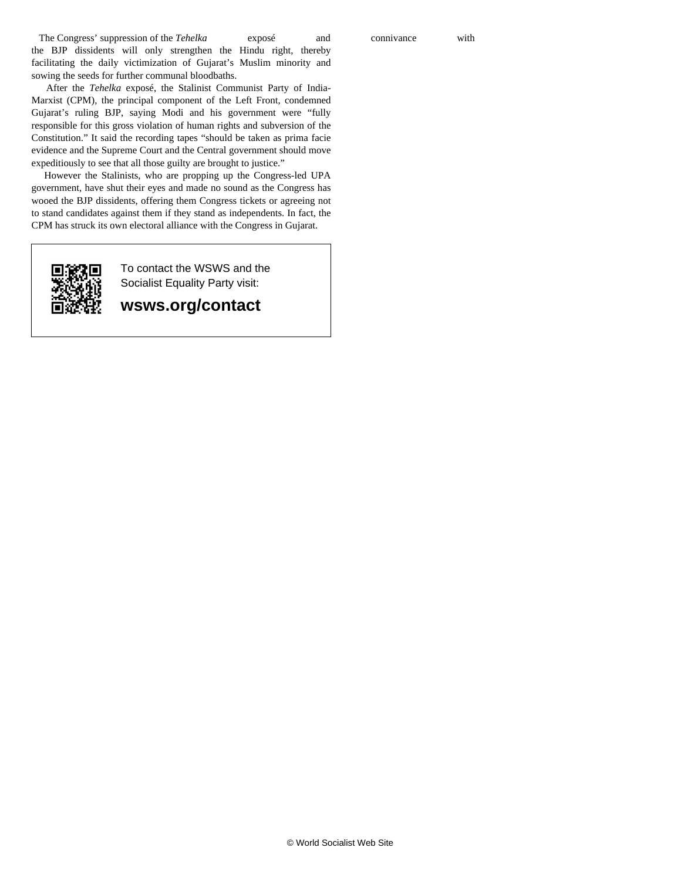The Congress' suppression of the *Tehelka* exposé and connivance with the BJP dissidents will only strengthen the Hindu right, thereby facilitating the daily victimization of Gujarat's Muslim minority and sowing the seeds for further communal bloodbaths.

After the *Tehelka* exposé, the Stalinist Communist Party of India-Marxist (CPM), the principal component of the Left Front, condemned Gujarat's ruling BJP, saying Modi and his government were "fully responsible for this gross violation of human rights and subversion of the Constitution." It said the recording tapes "should be taken as prima facie evidence and the Supreme Court and the Central government should move expeditiously to see that all those guilty are brought to justice."

However the Stalinists, who are propping up the Congress-led UPA government, have shut their eyes and made no sound as the Congress has wooed the BJP dissidents, offering them Congress tickets or agreeing not to stand candidates against them if they stand as independents. In fact, the CPM has struck its own electoral alliance with the Congress in Gujarat.

To contact the WSWS and the Socialist Equality Party visit:

**wsws.org/contact**